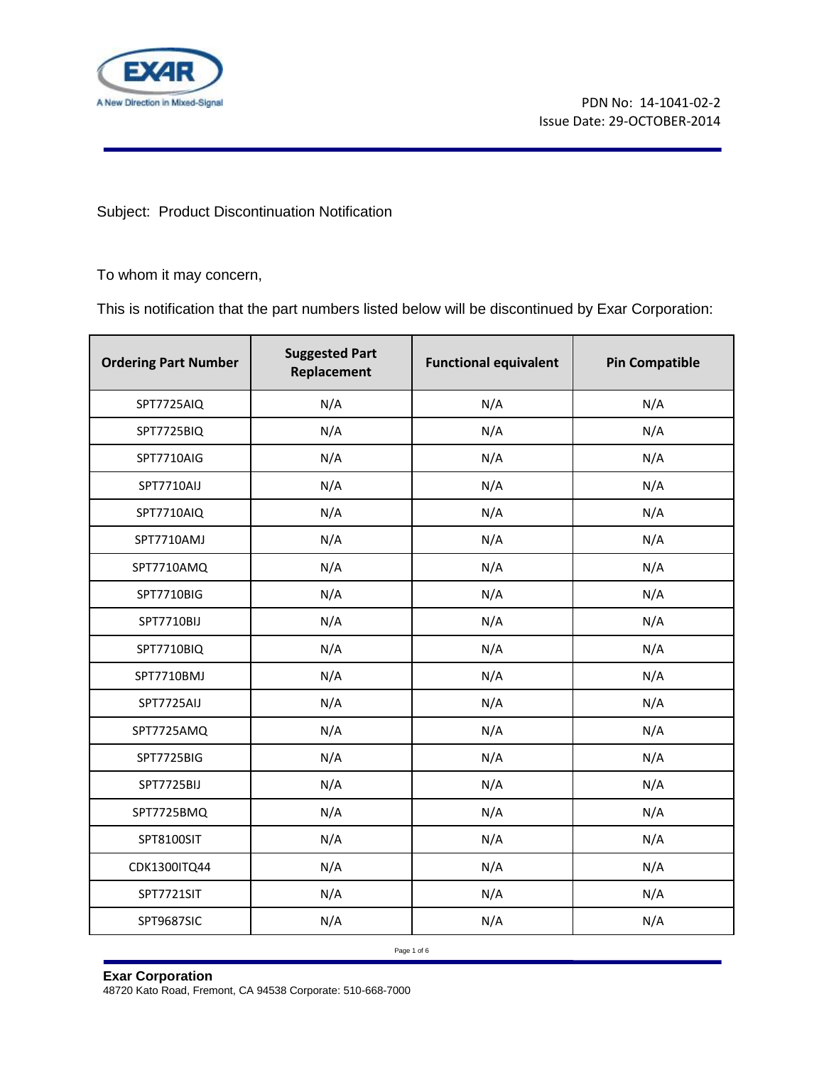EXAR

A New Direction in Mixed-Signal

PDN No: 14-1041-02-2
Issue Date: 29-OCTOBER-2014

Subject: Product Discontinuation Notification

To whom it may concern,

This is notification that the part numbers listed below will be discontinued by Exar Corporation:

| Ordering Part Number | Suggested Part Replacement | Functional equivalent | Pin Compatible |
|---|---|---|---|
| SPT7725AIQ | N/A | N/A | N/A |
| SPT7725BIQ | N/A | N/A | N/A |
| SPT7710AIG | N/A | N/A | N/A |
| SPT7710AIJ | N/A | N/A | N/A |
| SPT7710AIQ | N/A | N/A | N/A |
| SPT7710AMJ | N/A | N/A | N/A |
| SPT7710AMQ | N/A | N/A | N/A |
| SPT7710BIG | N/A | N/A | N/A |
| SPT7710BIJ | N/A | N/A | N/A |
| SPT7710BIQ | N/A | N/A | N/A |
| SPT7710BMJ | N/A | N/A | N/A |
| SPT7725AIJ | N/A | N/A | N/A |
| SPT7725AMQ | N/A | N/A | N/A |
| SPT7725BIG | N/A | N/A | N/A |
| SPT7725BIJ | N/A | N/A | N/A |
| SPT7725BMQ | N/A | N/A | N/A |
| SPT8100SIT | N/A | N/A | N/A |
| CDK1300ITQ44 | N/A | N/A | N/A |
| SPT7721SIT | N/A | N/A | N/A |
| SPT9687SIC | N/A | N/A | N/A |

**Exar Corporation**
48720 Kato Road, Fremont, CA 94538 Corporate: 510-668-7000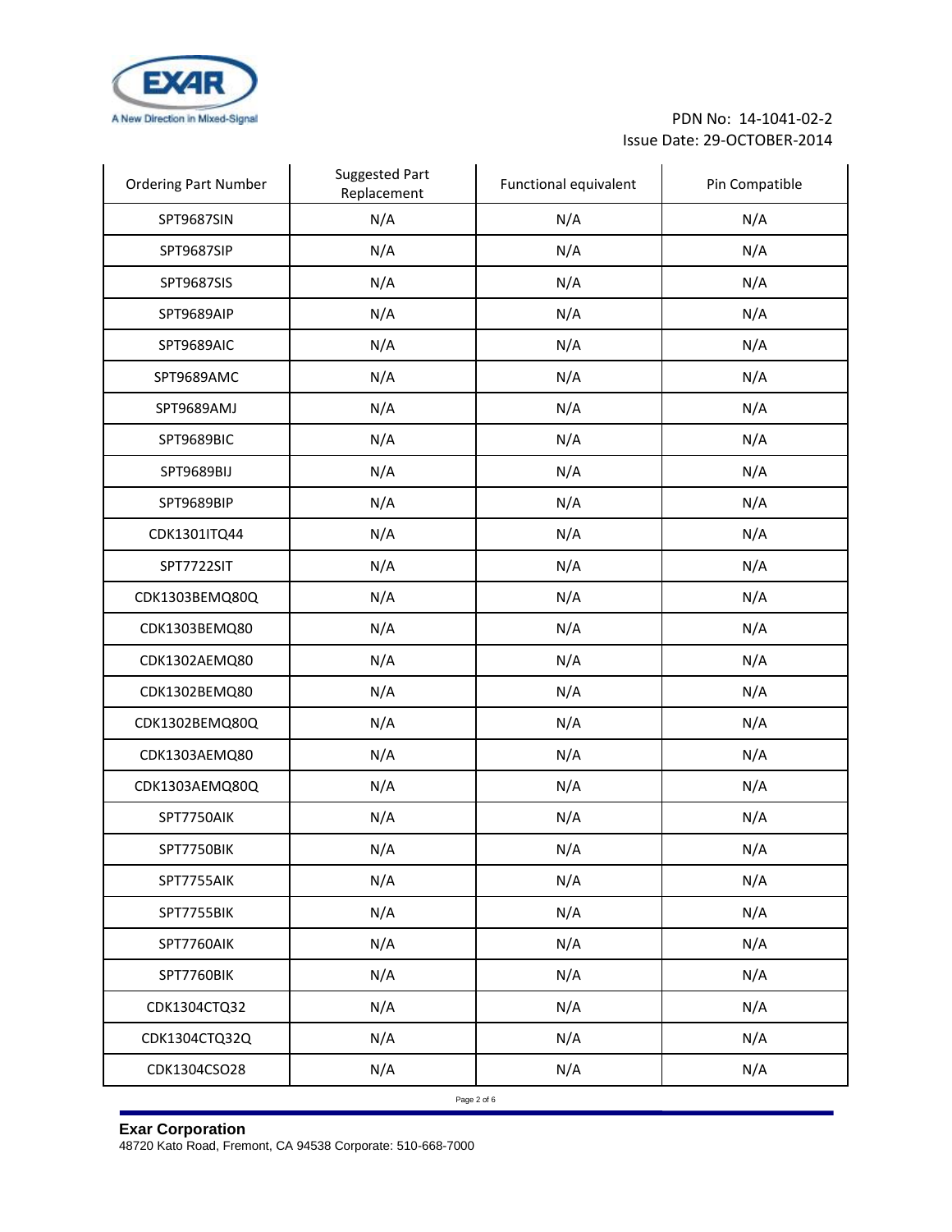| Ordering Part Number | Suggested Part Replacement | Functional equivalent | Pin Compatible |
| --- | --- | --- | --- |
| SPT9687SIN | N/A | N/A | N/A |
| SPT9687SIP | N/A | N/A | N/A |
| SPT9687SIS | N/A | N/A | N/A |
| SPT9689AIP | N/A | N/A | N/A |
| SPT9689AIC | N/A | N/A | N/A |
| SPT9689AMC | N/A | N/A | N/A |
| SPT9689AMJ | N/A | N/A | N/A |
| SPT9689BIC | N/A | N/A | N/A |
| SPT9689BIJ | N/A | N/A | N/A |
| SPT9689BIP | N/A | N/A | N/A |
| CDK1301ITQ44 | N/A | N/A | N/A |
| SPT7722SIT | N/A | N/A | N/A |
| CDK1303BEMQ80Q | N/A | N/A | N/A |
| CDK1303BEMQ80 | N/A | N/A | N/A |
| CDK1302AEMQ80 | N/A | N/A | N/A |
| CDK1302BEMQ80 | N/A | N/A | N/A |
| CDK1302BEMQ80Q | N/A | N/A | N/A |
| CDK1303AEMQ80 | N/A | N/A | N/A |
| CDK1303AEMQ80Q | N/A | N/A | N/A |
| SPT7750AIK | N/A | N/A | N/A |
| SPT7750BIK | N/A | N/A | N/A |
| SPT7755AIK | N/A | N/A | N/A |
| SPT7755BIK | N/A | N/A | N/A |
| SPT7760AIK | N/A | N/A | N/A |
| SPT7760BIK | N/A | N/A | N/A |
| CDK1304CTQ32 | N/A | N/A | N/A |
| CDK1304CTQ32Q | N/A | N/A | N/A |
| CDK1304CSO28 | N/A | N/A | N/A |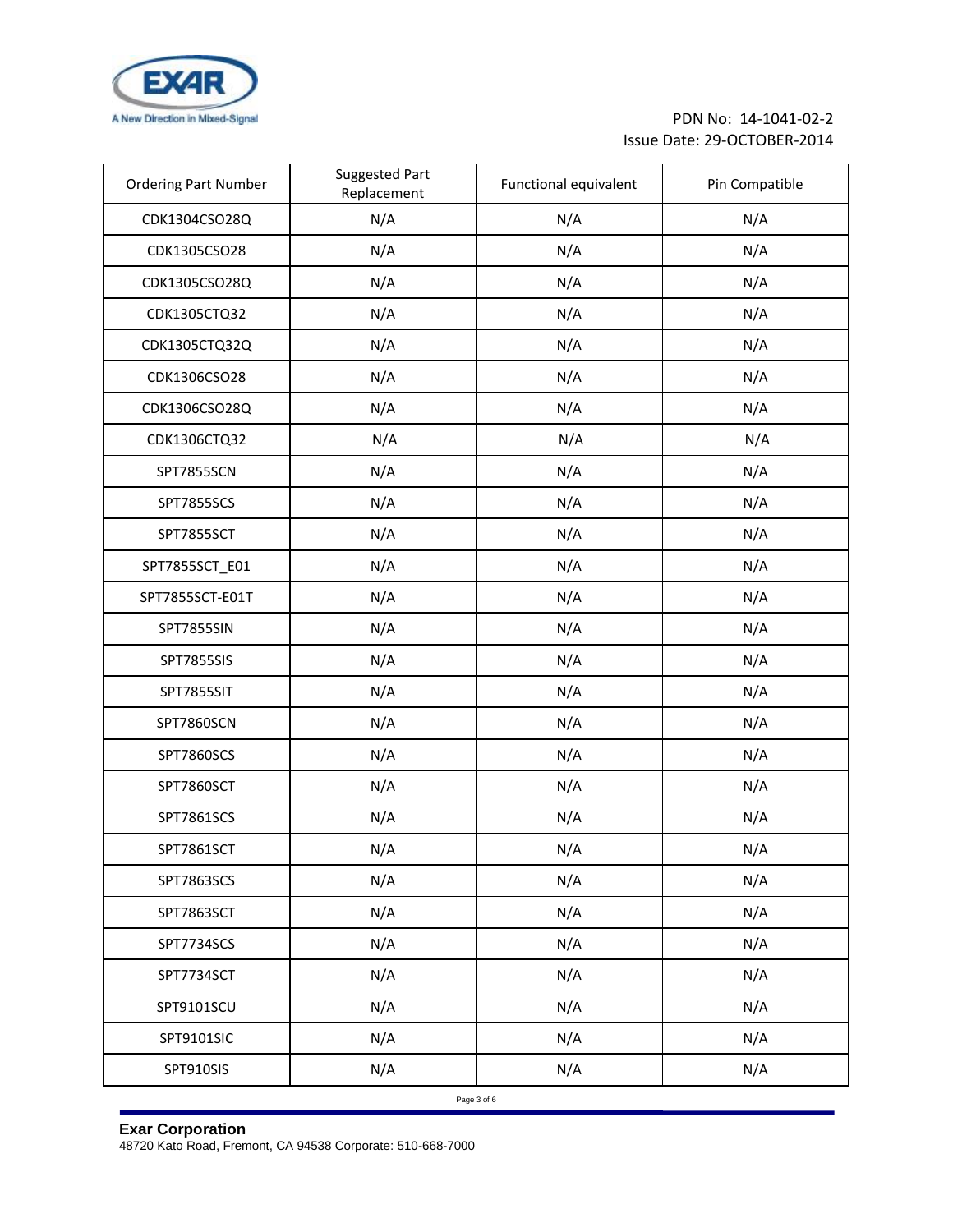| Ordering Part Number | Suggested Part Replacement | Functional equivalent | Pin Compatible |
|---|---|---|---|
| CDK1304CSO28Q | N/A | N/A | N/A |
| CDK1305CSO28 | N/A | N/A | N/A |
| CDK1305CSO28Q | N/A | N/A | N/A |
| CDK1305CTQ32 | N/A | N/A | N/A |
| CDK1305CTQ32Q | N/A | N/A | N/A |
| CDK1306CSO28 | N/A | N/A | N/A |
| CDK1306CSO28Q | N/A | N/A | N/A |
| CDK1306CTQ32 | N/A | N/A | N/A |
| SPT7855SCN | N/A | N/A | N/A |
| SPT7855SCS | N/A | N/A | N/A |
| SPT7855SCT | N/A | N/A | N/A |
| SPT7855SCT_E01 | N/A | N/A | N/A |
| SPT7855SCT-E01T | N/A | N/A | N/A |
| SPT7855SIN | N/A | N/A | N/A |
| SPT7855SIS | N/A | N/A | N/A |
| SPT7855SIT | N/A | N/A | N/A |
| SPT7860SCN | N/A | N/A | N/A |
| SPT7860SCS | N/A | N/A | N/A |
| SPT7860SCT | N/A | N/A | N/A |
| SPT7861SCS | N/A | N/A | N/A |
| SPT7861SCT | N/A | N/A | N/A |
| SPT7863SCS | N/A | N/A | N/A |
| SPT7863SCT | N/A | N/A | N/A |
| SPT7734SCS | N/A | N/A | N/A |
| SPT7734SCT | N/A | N/A | N/A |
| SPT9101SCU | N/A | N/A | N/A |
| SPT9101SIC | N/A | N/A | N/A |
| SPT910SIS | N/A | N/A | N/A |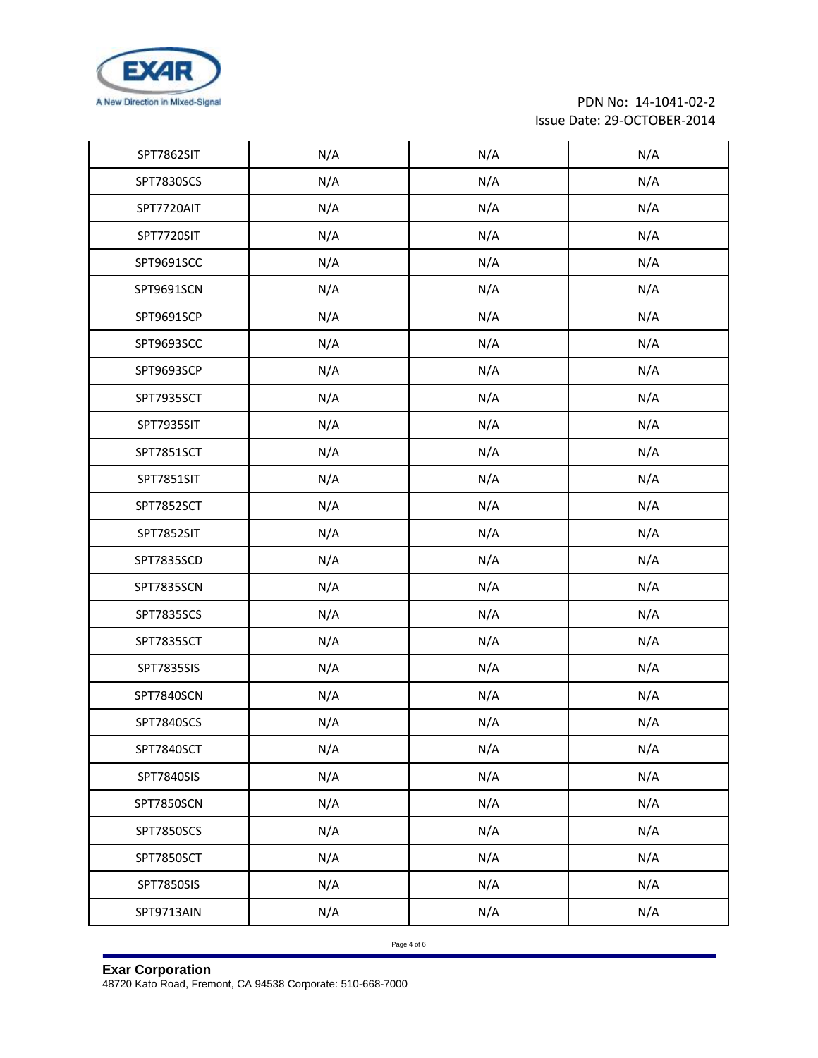| | | | |
|---|---|---|---|
| SPT7862SIT | N/A | N/A | N/A |
| SPT7830SCS | N/A | N/A | N/A |
| SPT7720AIT | N/A | N/A | N/A |
| SPT7720SIT | N/A | N/A | N/A |
| SPT9691SCC | N/A | N/A | N/A |
| SPT9691SCN | N/A | N/A | N/A |
| SPT9691SCP | N/A | N/A | N/A |
| SPT9693SCC | N/A | N/A | N/A |
| SPT9693SCP | N/A | N/A | N/A |
| SPT7935SCT | N/A | N/A | N/A |
| SPT7935SIT | N/A | N/A | N/A |
| SPT7851SCT | N/A | N/A | N/A |
| SPT7851SIT | N/A | N/A | N/A |
| SPT7852SCT | N/A | N/A | N/A |
| SPT7852SIT | N/A | N/A | N/A |
| SPT7835SCD | N/A | N/A | N/A |
| SPT7835SCN | N/A | N/A | N/A |
| SPT7835SCS | N/A | N/A | N/A |
| SPT7835SCT | N/A | N/A | N/A |
| SPT7835SIS | N/A | N/A | N/A |
| SPT7840SCN | N/A | N/A | N/A |
| SPT7840SCS | N/A | N/A | N/A |
| SPT7840SCT | N/A | N/A | N/A |
| SPT7840SIS | N/A | N/A | N/A |
| SPT7850SCN | N/A | N/A | N/A |
| SPT7850SCS | N/A | N/A | N/A |
| SPT7850SCT | N/A | N/A | N/A |
| SPT7850SIS | N/A | N/A | N/A |
| SPT9713AIN | N/A | N/A | N/A |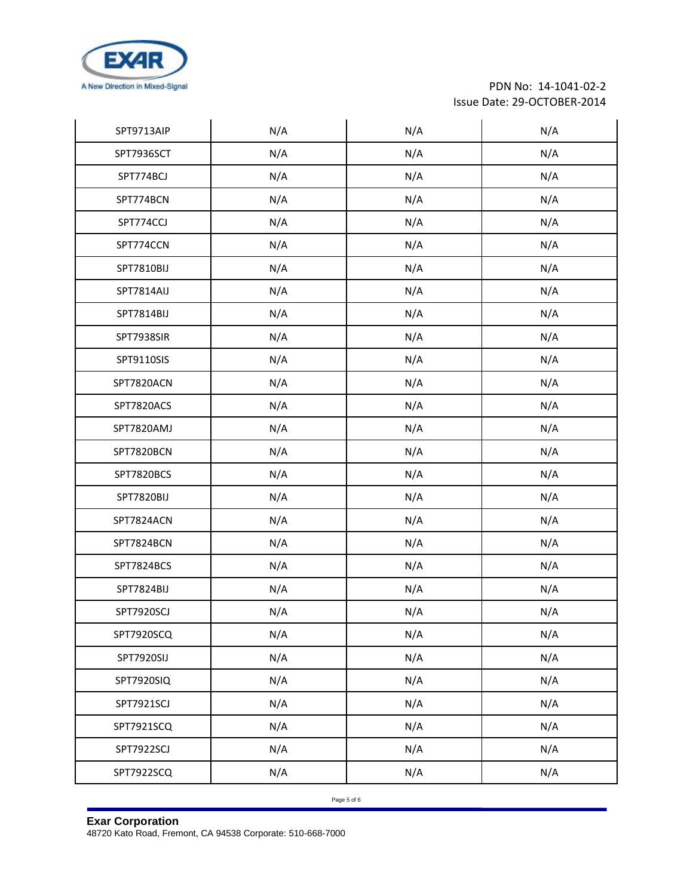| | | | |
|---|---|---|---|
| SPT9713AIP | N/A | N/A | N/A |
| SPT7936SCT | N/A | N/A | N/A |
| SPT774BCJ | N/A | N/A | N/A |
| SPT774BCN | N/A | N/A | N/A |
| SPT774CCJ | N/A | N/A | N/A |
| SPT774CCN | N/A | N/A | N/A |
| SPT7810BIJ | N/A | N/A | N/A |
| SPT7814AIJ | N/A | N/A | N/A |
| SPT7814BIJ | N/A | N/A | N/A |
| SPT7938SIR | N/A | N/A | N/A |
| SPT9110SIS | N/A | N/A | N/A |
| SPT7820ACN | N/A | N/A | N/A |
| SPT7820ACS | N/A | N/A | N/A |
| SPT7820AMJ | N/A | N/A | N/A |
| SPT7820BCN | N/A | N/A | N/A |
| SPT7820BCS | N/A | N/A | N/A |
| SPT7820BIJ | N/A | N/A | N/A |
| SPT7824ACN | N/A | N/A | N/A |
| SPT7824BCN | N/A | N/A | N/A |
| SPT7824BCS | N/A | N/A | N/A |
| SPT7824BIJ | N/A | N/A | N/A |
| SPT7920SCJ | N/A | N/A | N/A |
| SPT7920SCQ | N/A | N/A | N/A |
| SPT7920SIJ | N/A | N/A | N/A |
| SPT7920SIQ | N/A | N/A | N/A |
| SPT7921SCJ | N/A | N/A | N/A |
| SPT7921SCQ | N/A | N/A | N/A |
| SPT7922SCJ | N/A | N/A | N/A |
| SPT7922SCQ | N/A | N/A | N/A |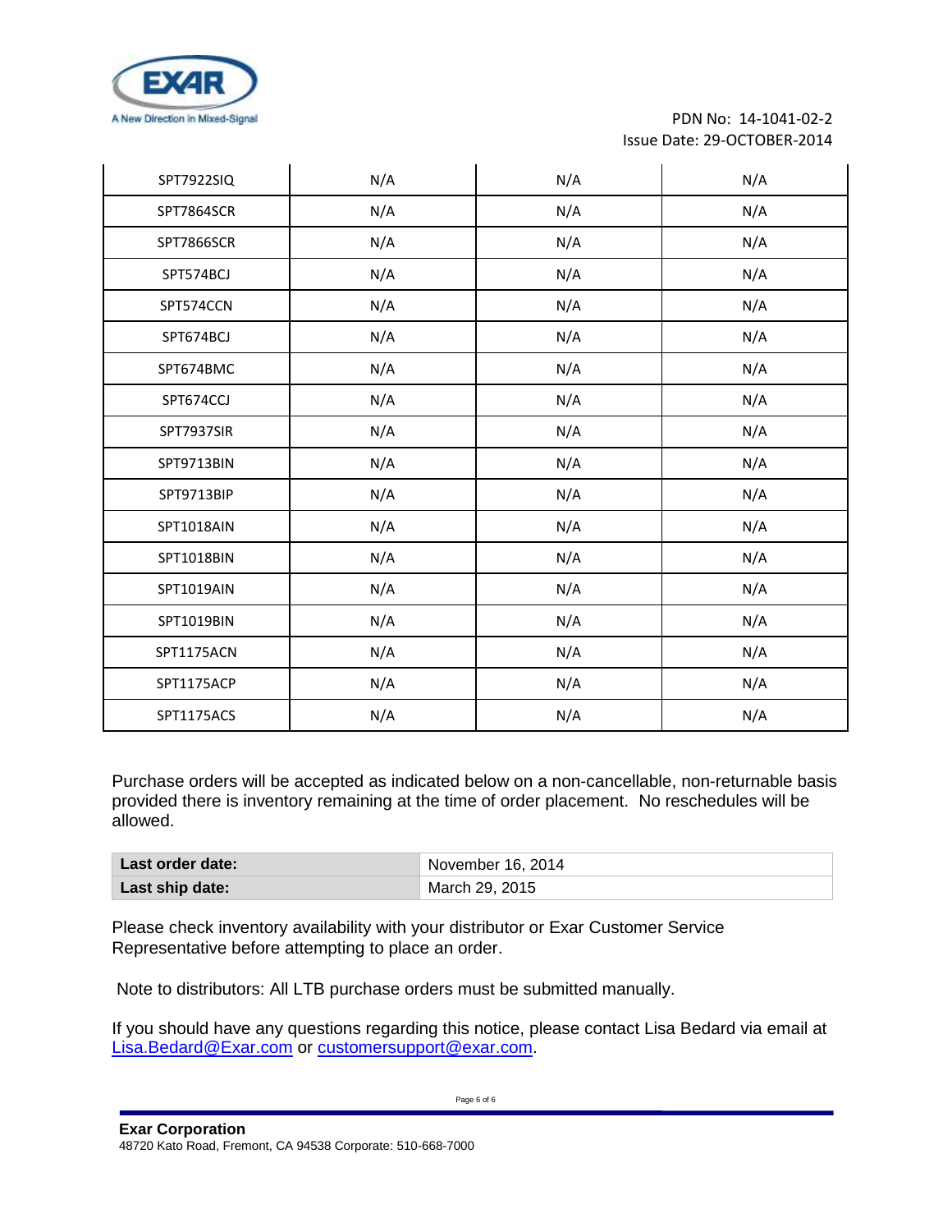| | | | |
|---|---|---|---|
| SPT7922SIQ | N/A | N/A | N/A |
| SPT7864SCR | N/A | N/A | N/A |
| SPT7866SCR | N/A | N/A | N/A |
| SPT574BCJ | N/A | N/A | N/A |
| SPT574CCN | N/A | N/A | N/A |
| SPT674BCJ | N/A | N/A | N/A |
| SPT674BMC | N/A | N/A | N/A |
| SPT674CCJ | N/A | N/A | N/A |
| SPT7937SIR | N/A | N/A | N/A |
| SPT9713BIN | N/A | N/A | N/A |
| SPT9713BIP | N/A | N/A | N/A |
| SPT1018AIN | N/A | N/A | N/A |
| SPT1018BIN | N/A | N/A | N/A |
| SPT1019AIN | N/A | N/A | N/A |
| SPT1019BIN | N/A | N/A | N/A |
| SPT1175ACN | N/A | N/A | N/A |
| SPT1175ACP | N/A | N/A | N/A |
| SPT1175ACS | N/A | N/A | N/A |

Purchase orders will be accepted as indicated below on a non-cancellable, non-returnable basis provided there is inventory remaining at the time of order placement. No reschedules will be allowed.

| | |
|---|---|
| **Last order date:** | November 16, 2014 |
| **Last ship date:** | March 29, 2015 |

Please check inventory availability with your distributor or Exar Customer Service Representative before attempting to place an order.

Note to distributors: All LTB purchase orders must be submitted manually.

If you should have any questions regarding this notice, please contact Lisa Bedard via email at Lisa.Bedard@Exar.com or customersupport@exar.com.